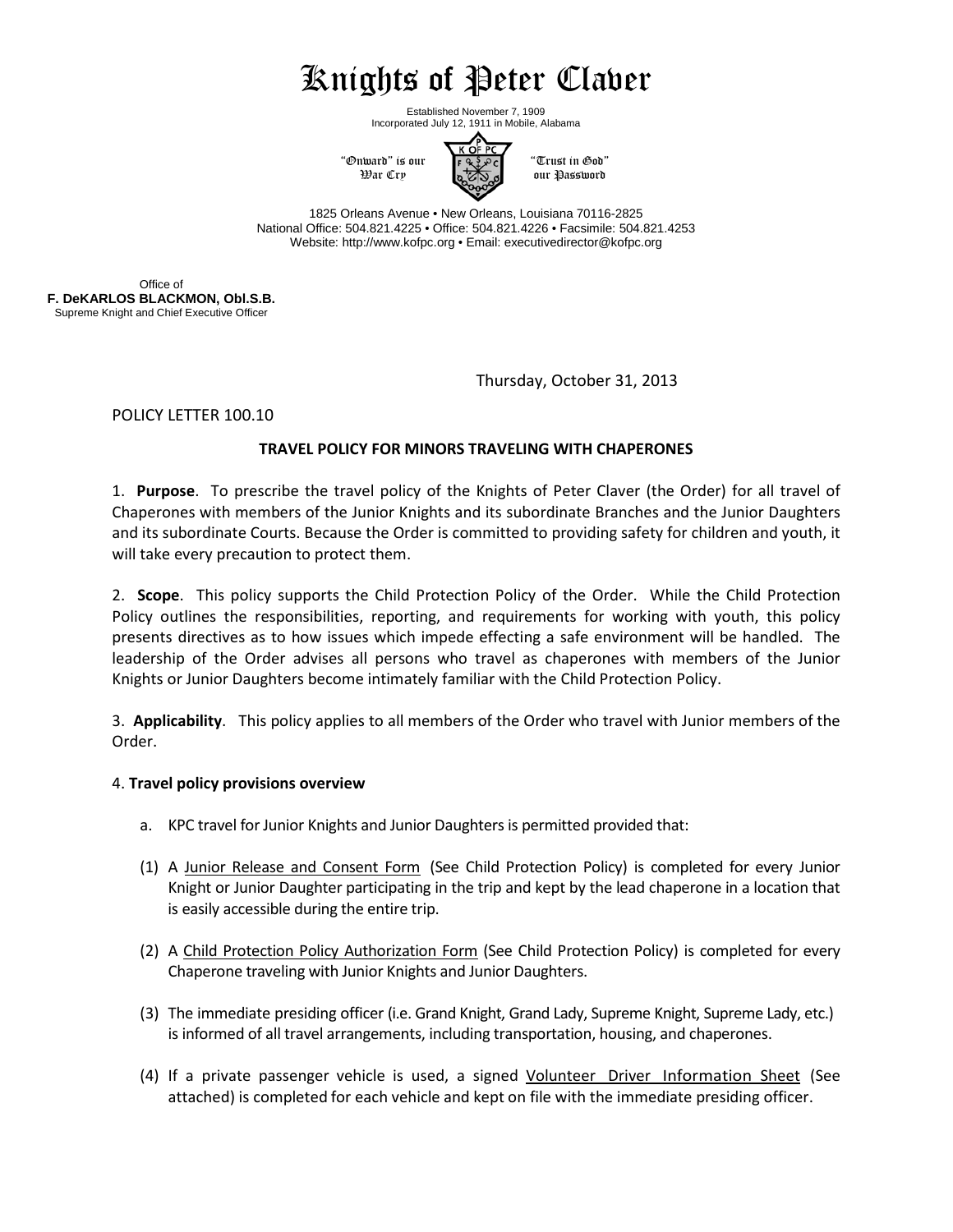# Knights of Peter Claver

Established November 7, 1909
Incorporated July 12, 1911 in Mobile, Alabama

"Onward" is our War Cry

"Trust in God" our Password

1825 Orleans Avenue • New Orleans, Louisiana 70116-2825
National Office: 504.821.4225 • Office: 504.821.4226 • Facsimile: 504.821.4253
Website: http://www.kofpc.org • Email: executivedirector@kofpc.org

Office of
**F. DeKARLOS BLACKMON, Obl.S.B.**
Supreme Knight and Chief Executive Officer

Thursday, October 31, 2013

POLICY LETTER 100.10

## TRAVEL POLICY FOR MINORS TRAVELING WITH CHAPERONES

1. **Purpose**. To prescribe the travel policy of the Knights of Peter Claver (the Order) for all travel of Chaperones with members of the Junior Knights and its subordinate Branches and the Junior Daughters and its subordinate Courts. Because the Order is committed to providing safety for children and youth, it will take every precaution to protect them.

2. **Scope**. This policy supports the Child Protection Policy of the Order. While the Child Protection Policy outlines the responsibilities, reporting, and requirements for working with youth, this policy presents directives as to how issues which impede effecting a safe environment will be handled. The leadership of the Order advises all persons who travel as chaperones with members of the Junior Knights or Junior Daughters become intimately familiar with the Child Protection Policy.

3. **Applicability**. This policy applies to all members of the Order who travel with Junior members of the Order.

4. **Travel policy provisions overview**

a. KPC travel for Junior Knights and Junior Daughters is permitted provided that:

(1) A Junior Release and Consent Form (See Child Protection Policy) is completed for every Junior Knight or Junior Daughter participating in the trip and kept by the lead chaperone in a location that is easily accessible during the entire trip.

(2) A Child Protection Policy Authorization Form (See Child Protection Policy) is completed for every Chaperone traveling with Junior Knights and Junior Daughters.

(3) The immediate presiding officer (i.e. Grand Knight, Grand Lady, Supreme Knight, Supreme Lady, etc.) is informed of all travel arrangements, including transportation, housing, and chaperones.

(4) If a private passenger vehicle is used, a signed Volunteer Driver Information Sheet (See attached) is completed for each vehicle and kept on file with the immediate presiding officer.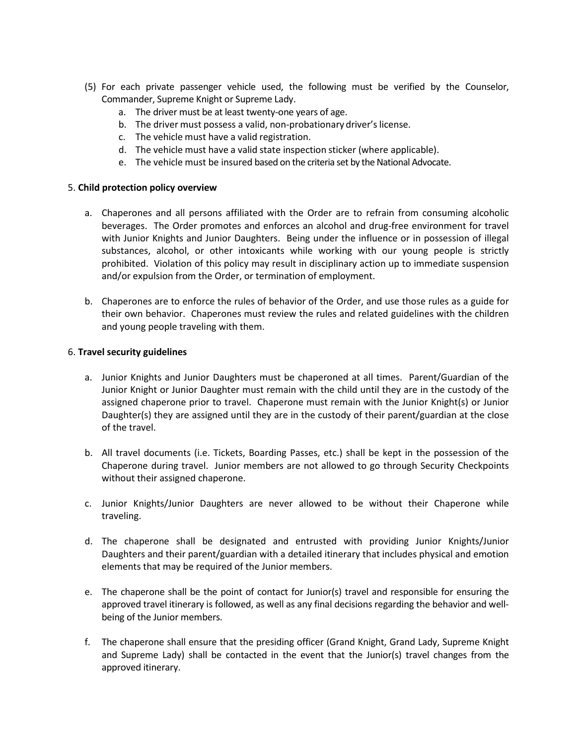(5) For each private passenger vehicle used, the following must be verified by the Counselor, Commander, Supreme Knight or Supreme Lady.

    a. The driver must be at least twenty-one years of age.
    b. The driver must possess a valid, non-probationary driver's license.
    c. The vehicle must have a valid registration.
    d. The vehicle must have a valid state inspection sticker (where applicable).
    e. The vehicle must be insured based on the criteria set by the National Advocate.

5. **Child protection policy overview**

    a. Chaperones and all persons affiliated with the Order are to refrain from consuming alcoholic beverages. The Order promotes and enforces an alcohol and drug-free environment for travel with Junior Knights and Junior Daughters. Being under the influence or in possession of illegal substances, alcohol, or other intoxicants while working with our young people is strictly prohibited. Violation of this policy may result in disciplinary action up to immediate suspension and/or expulsion from the Order, or termination of employment.

    b. Chaperones are to enforce the rules of behavior of the Order, and use those rules as a guide for their own behavior. Chaperones must review the rules and related guidelines with the children and young people traveling with them.

6. **Travel security guidelines**

    a. Junior Knights and Junior Daughters must be chaperoned at all times. Parent/Guardian of the Junior Knight or Junior Daughter must remain with the child until they are in the custody of the assigned chaperone prior to travel. Chaperone must remain with the Junior Knight(s) or Junior Daughter(s) they are assigned until they are in the custody of their parent/guardian at the close of the travel.

    b. All travel documents (i.e. Tickets, Boarding Passes, etc.) shall be kept in the possession of the Chaperone during travel. Junior members are not allowed to go through Security Checkpoints without their assigned chaperone.

    c. Junior Knights/Junior Daughters are never allowed to be without their Chaperone while traveling.

    d. The chaperone shall be designated and entrusted with providing Junior Knights/Junior Daughters and their parent/guardian with a detailed itinerary that includes physical and emotion elements that may be required of the Junior members.

    e. The chaperone shall be the point of contact for Junior(s) travel and responsible for ensuring the approved travel itinerary is followed, as well as any final decisions regarding the behavior and well-being of the Junior members.

    f. The chaperone shall ensure that the presiding officer (Grand Knight, Grand Lady, Supreme Knight and Supreme Lady) shall be contacted in the event that the Junior(s) travel changes from the approved itinerary.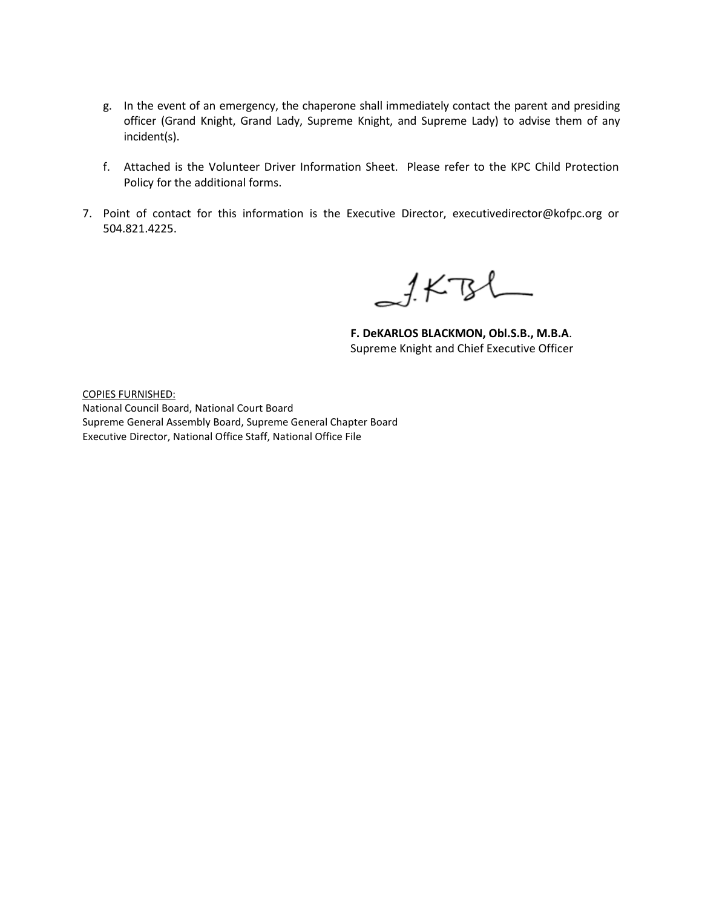g. In the event of an emergency, the chaperone shall immediately contact the parent and presiding officer (Grand Knight, Grand Lady, Supreme Knight, and Supreme Lady) to advise them of any incident(s).

f. Attached is the Volunteer Driver Information Sheet. Please refer to the KPC Child Protection Policy for the additional forms.

7. Point of contact for this information is the Executive Director, executivedirector@kofpc.org or 504.821.4225.

**F. DeKARLOS BLACKMON, Obl.S.B., M.B.A**.
Supreme Knight and Chief Executive Officer

COPIES FURNISHED:
National Council Board, National Court Board
Supreme General Assembly Board, Supreme General Chapter Board
Executive Director, National Office Staff, National Office File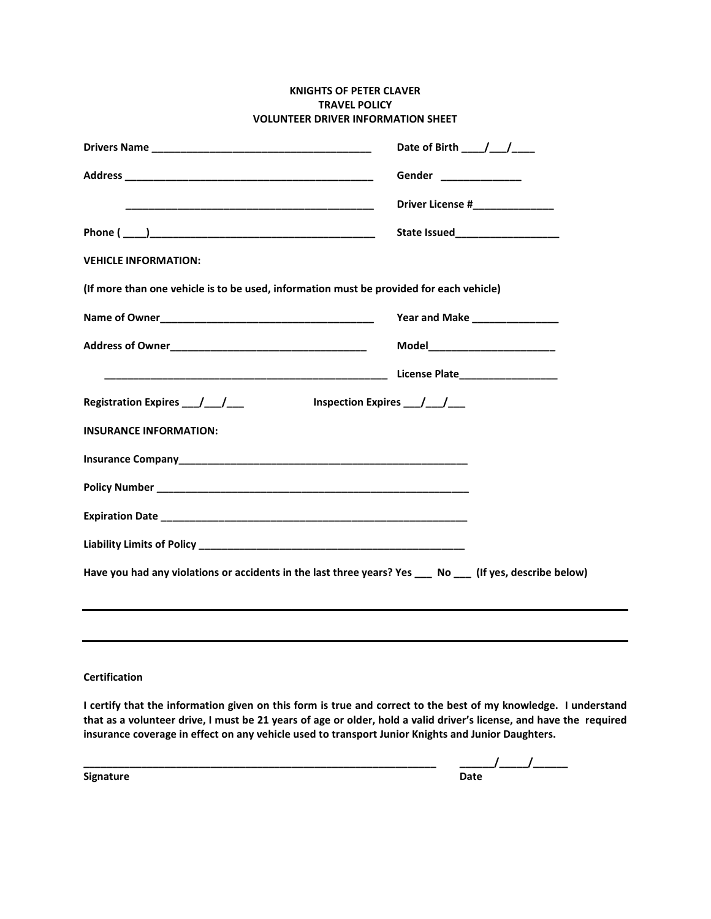**KNIGHTS OF PETER CLAVER**
**TRAVEL POLICY**
**VOLUNTEER DRIVER INFORMATION SHEET**

**Drivers Name** ______________________________________ **Date of Birth** ____/___/____

**Address** ____________________________________________ **Gender** _____________

____________________________________________ **Driver License #**_____________

**Phone (** ____**)**_______________________________________ **State Issued**_________________

**VEHICLE INFORMATION:**

**(If more than one vehicle is to be used, information must be provided for each vehicle)**

**Name of Owner**_____________________________________ **Year and Make** ______________

**Address of Owner**__________________________________ **Model**_____________________

_________________________________________________ **License Plate**________________

**Registration Expires** ___/___/___ **Inspection Expires** ___/___/___

**INSURANCE INFORMATION:**

**Insurance Company**____________________________________________________

**Policy Number** ________________________________________________________

**Expiration Date** ______________________________________________________

**Liability Limits of Policy** _______________________________________________

**Have you had any violations or accidents in the last three years? Yes ___ No ___ (If yes, describe below)**

______________________________________________________________________________

______________________________________________________________________________

**Certification**

**I certify that the information given on this form is true and correct to the best of my knowledge. I understand that as a volunteer drive, I must be 21 years of age or older, hold a valid driver's license, and have the required insurance coverage in effect on any vehicle used to transport Junior Knights and Junior Daughters.**

_____________________________________________________________ ______/_____/______
**Signature** **Date**